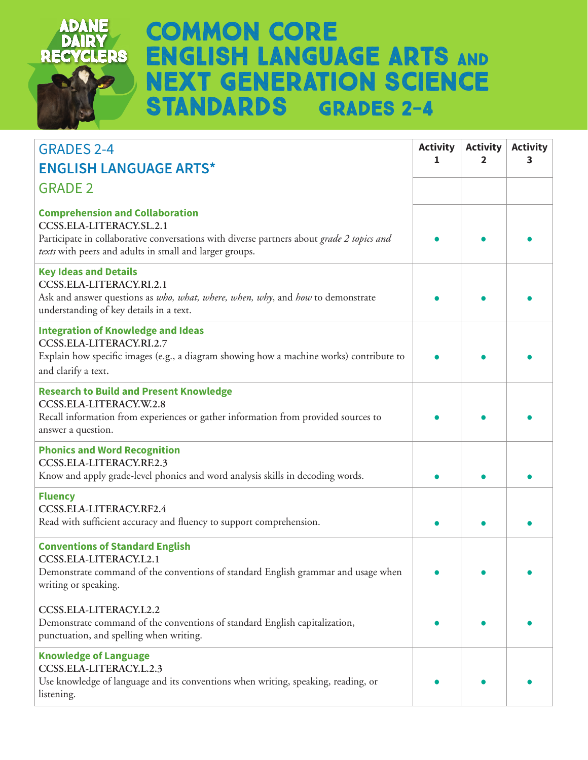ADANE DAIRY RECYCLERS

# COMMON CORE ENGLISH LANGUAGE ARTS AND NEXT GENERATION SCIENCE STANDARDS GRADES 2-4

| GRADES 2-4<br>**ENGLISH LANGUAGE ARTS***<br>GRADE 2 | Activity 1 | Activity 2 | Activity 3 |
|---|---|---|---|
| **Comprehension and Collaboration**<br>CCSS.ELA-LITERACY.SL.2.1<br>Participate in collaborative conversations with diverse partners about *grade 2 topics and texts* with peers and adults in small and larger groups. | • | • | • |
| **Key Ideas and Details**<br>CCSS.ELA-LITERACY.RI.2.1<br>Ask and answer questions as *who, what, where, when, why*, and *how* to demonstrate understanding of key details in a text. | • | • | • |
| **Integration of Knowledge and Ideas**<br>CCSS.ELA-LITERACY.RI.2.7<br>Explain how specific images (e.g., a diagram showing how a machine works) contribute to and clarify a text. | • | • | • |
| **Research to Build and Present Knowledge**<br>CCSS.ELA-LITERACY.W.2.8<br>Recall information from experiences or gather information from provided sources to answer a question. | • | • | • |
| **Phonics and Word Recognition**<br>CCSS.ELA-LITERACY.RF.2.3<br>Know and apply grade-level phonics and word analysis skills in decoding words. | • | • | • |
| **Fluency**<br>CCSS.ELA-LITERACY.RF2.4<br>Read with sufficient accuracy and fluency to support comprehension. | • | • | • |
| **Conventions of Standard English**<br>CCSS.ELA-LITERACY.L2.1<br>Demonstrate command of the conventions of standard English grammar and usage when writing or speaking. | • | • | • |
| CCSS.ELA-LITERACY.L2.2<br>Demonstrate command of the conventions of standard English capitalization, punctuation, and spelling when writing. | • | • | • |
| **Knowledge of Language**<br>CCSS.ELA-LITERACY.L.2.3<br>Use knowledge of language and its conventions when writing, speaking, reading, or listening. | • | • | • |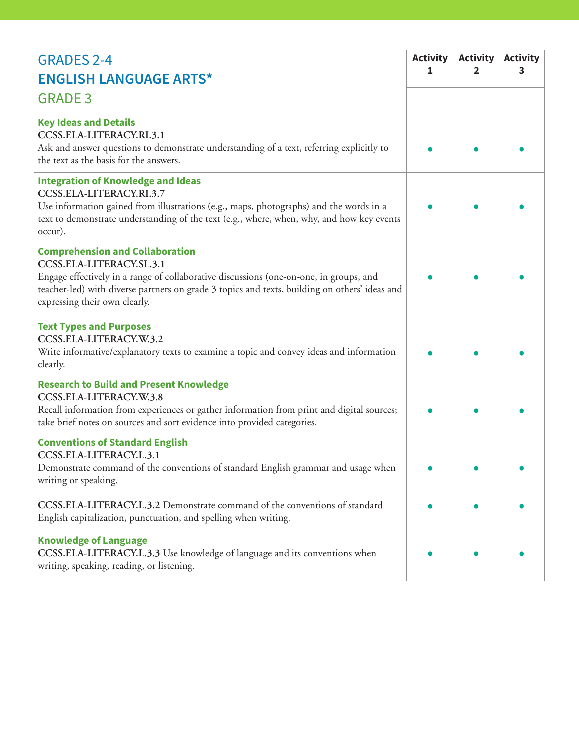| GRADES 2-4<br>**ENGLISH LANGUAGE ARTS***<br>GRADE 3 | Activity 1 | Activity 2 | Activity 3 |
|---|---|---|---|
| **Key Ideas and Details**<br>CCSS.ELA-LITERACY.RI.3.1<br>Ask and answer questions to demonstrate understanding of a text, referring explicitly to the text as the basis for the answers. | • | • | • |
| **Integration of Knowledge and Ideas**<br>CCSS.ELA-LITERACY.RI.3.7<br>Use information gained from illustrations (e.g., maps, photographs) and the words in a text to demonstrate understanding of the text (e.g., where, when, why, and how key events occur). | • | • | • |
| **Comprehension and Collaboration**<br>CCSS.ELA-LITERACY.SL.3.1<br>Engage effectively in a range of collaborative discussions (one-on-one, in groups, and teacher-led) with diverse partners on grade 3 topics and texts, building on others' ideas and expressing their own clearly. | • | • | • |
| **Text Types and Purposes**<br>CCSS.ELA-LITERACY.W.3.2<br>Write informative/explanatory texts to examine a topic and convey ideas and information clearly. | • | • | • |
| **Research to Build and Present Knowledge**<br>CCSS.ELA-LITERACY.W.3.8<br>Recall information from experiences or gather information from print and digital sources; take brief notes on sources and sort evidence into provided categories. | • | • | • |
| **Conventions of Standard English**<br>CCSS.ELA-LITERACY.L.3.1<br>Demonstrate command of the conventions of standard English grammar and usage when writing or speaking. | • | • | • |
| CCSS.ELA-LITERACY.L.3.2 Demonstrate command of the conventions of standard English capitalization, punctuation, and spelling when writing. | • | • | • |
| **Knowledge of Language**<br>CCSS.ELA-LITERACY.L.3.3 Use knowledge of language and its conventions when writing, speaking, reading, or listening. | • | • | • |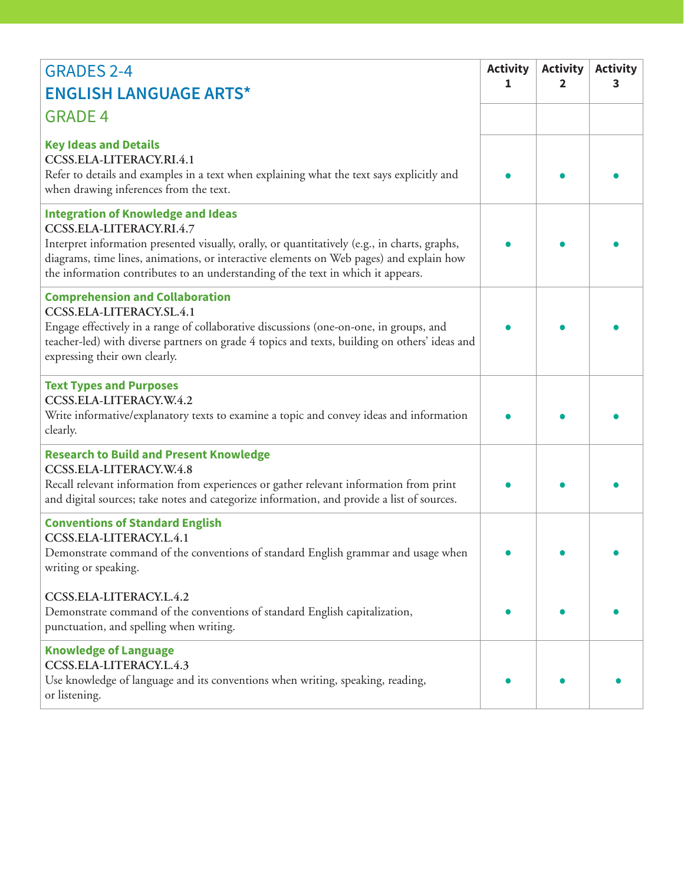| GRADES 2-4 **ENGLISH LANGUAGE ARTS*** GRADE 4 | Activity 1 | Activity 2 | Activity 3 |
| --- | --- | --- | --- |
| **Key Ideas and Details** CCSS.ELA-LITERACY.RI.4.1 Refer to details and examples in a text when explaining what the text says explicitly and when drawing inferences from the text. | • | • | • |
| **Integration of Knowledge and Ideas** CCSS.ELA-LITERACY.RI.4.7 Interpret information presented visually, orally, or quantitatively (e.g., in charts, graphs, diagrams, time lines, animations, or interactive elements on Web pages) and explain how the information contributes to an understanding of the text in which it appears. | • | • | • |
| **Comprehension and Collaboration** CCSS.ELA-LITERACY.SL.4.1 Engage effectively in a range of collaborative discussions (one-on-one, in groups, and teacher-led) with diverse partners on grade 4 topics and texts, building on others' ideas and expressing their own clearly. | • | • | • |
| **Text Types and Purposes** CCSS.ELA-LITERACY.W.4.2 Write informative/explanatory texts to examine a topic and convey ideas and information clearly. | • | • | • |
| **Research to Build and Present Knowledge** CCSS.ELA-LITERACY.W.4.8 Recall relevant information from experiences or gather relevant information from print and digital sources; take notes and categorize information, and provide a list of sources. | • | • | • |
| **Conventions of Standard English** CCSS.ELA-LITERACY.L.4.1 Demonstrate command of the conventions of standard English grammar and usage when writing or speaking. | • | • | • |
| CCSS.ELA-LITERACY.L.4.2 Demonstrate command of the conventions of standard English capitalization, punctuation, and spelling when writing. | • | • | • |
| **Knowledge of Language** CCSS.ELA-LITERACY.L.4.3 Use knowledge of language and its conventions when writing, speaking, reading, or listening. | • | • | • |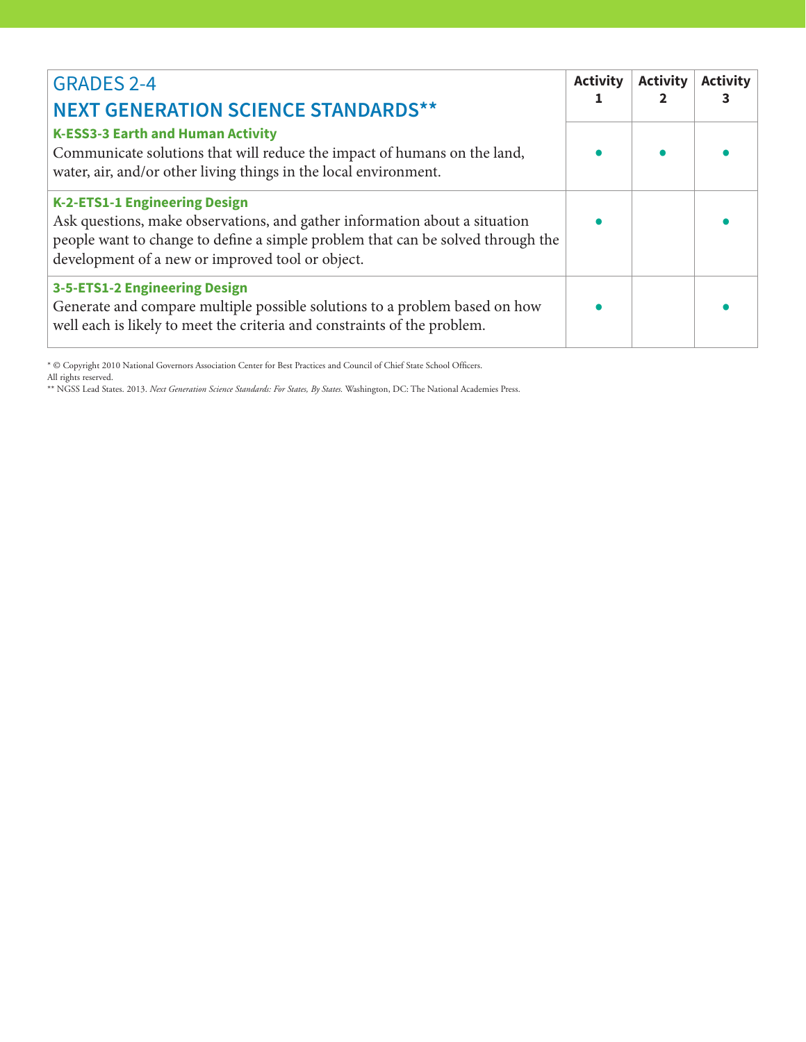| GRADES 2-4<br>**NEXT GENERATION SCIENCE STANDARDS**** | Activity 1 | Activity 2 | Activity 3 |
|---|---|---|---|
| **K-ESS3-3 Earth and Human Activity**<br>Communicate solutions that will reduce the impact of humans on the land, water, air, and/or other living things in the local environment. | • | • | • |
| **K-2-ETS1-1 Engineering Design**<br>Ask questions, make observations, and gather information about a situation people want to change to define a simple problem that can be solved through the development of a new or improved tool or object. | • | | • |
| **3-5-ETS1-2 Engineering Design**<br>Generate and compare multiple possible solutions to a problem based on how well each is likely to meet the criteria and constraints of the problem. | • | | • |

\* © Copyright 2010 National Governors Association Center for Best Practices and Council of Chief State School Officers. All rights reserved.

\** NGSS Lead States. 2013. *Next Generation Science Standards: For States, By States.* Washington, DC: The National Academies Press.